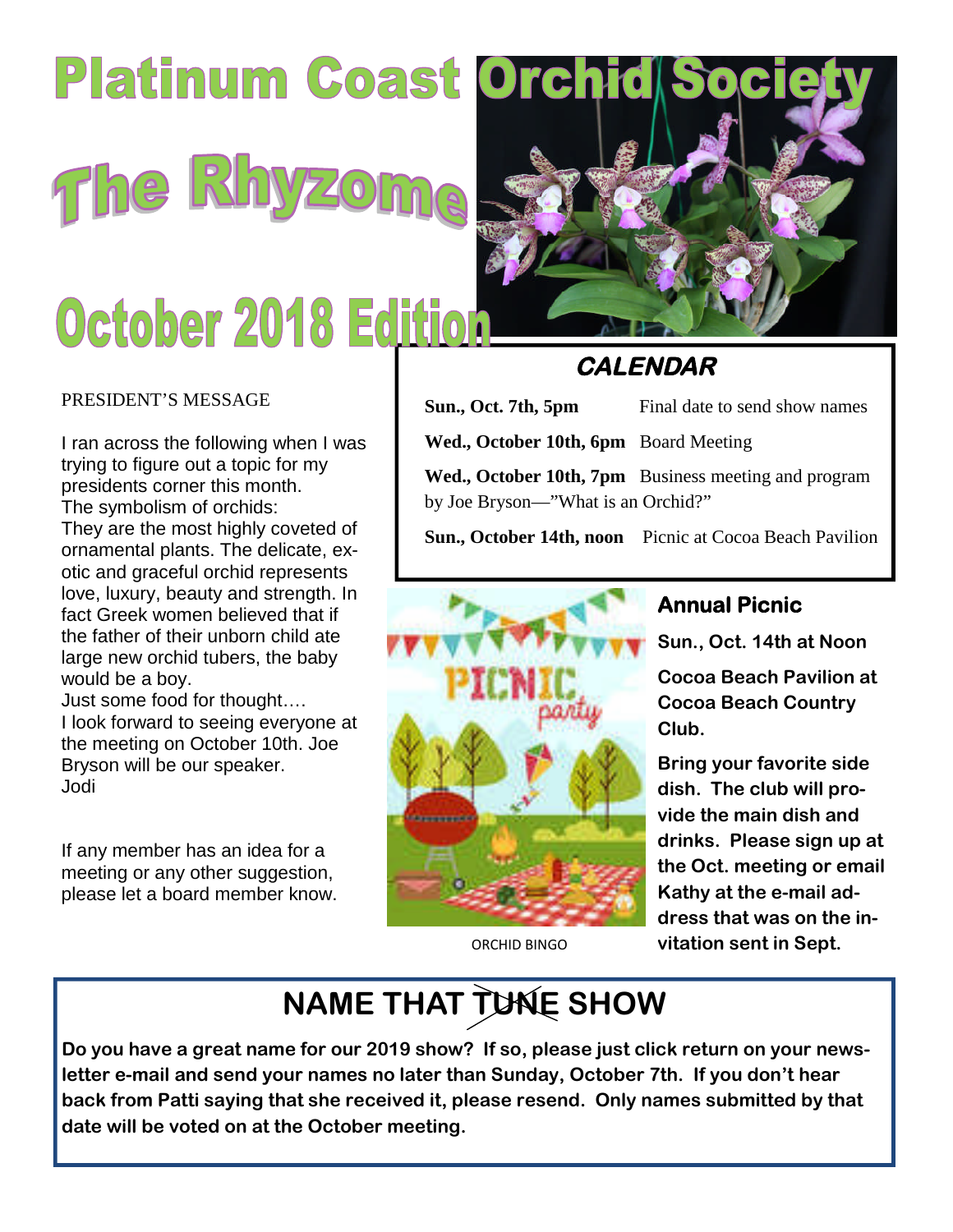# Platinum Coast Orchid Society

# The Rhyzome

# October 2018 Edition

PRESIDENT'S MESSAGE

I ran across the following when I was trying to figure out a topic for my presidents corner this month.
The symbolism of orchids:
They are the most highly coveted of ornamental plants. The delicate, exotic and graceful orchid represents love, luxury, beauty and strength. In fact Greek women believed that if the father of their unborn child ate large new orchid tubers, the baby would be a boy.
Just some food for thought….
I look forward to seeing everyone at the meeting on October 10th. Joe Bryson will be our speaker.
Jodi

If any member has an idea for a meeting or any other suggestion, please let a board member know.

## CALENDAR

**Sun., Oct. 7th, 5pm** Final date to send show names

**Wed., October 10th, 6pm** Board Meeting

**Wed., October 10th, 7pm** Business meeting and program by Joe Bryson—"What is an Orchid?"

**Sun., October 14th, noon** Picnic at Cocoa Beach Pavilion

ORCHID BINGO

## Annual Picnic

**Sun., Oct. 14th at Noon**

**Cocoa Beach Pavilion at Cocoa Beach Country Club.**

**Bring your favorite side dish. The club will provide the main dish and drinks. Please sign up at the Oct. meeting or email Kathy at the e-mail address that was on the invitation sent in Sept.**

## NAME THAT ~~TUNE~~ SHOW

**Do you have a great name for our 2019 show? If so, please just click return on your newsletter e-mail and send your names no later than Sunday, October 7th. If you don't hear back from Patti saying that she received it, please resend. Only names submitted by that date will be voted on at the October meeting.**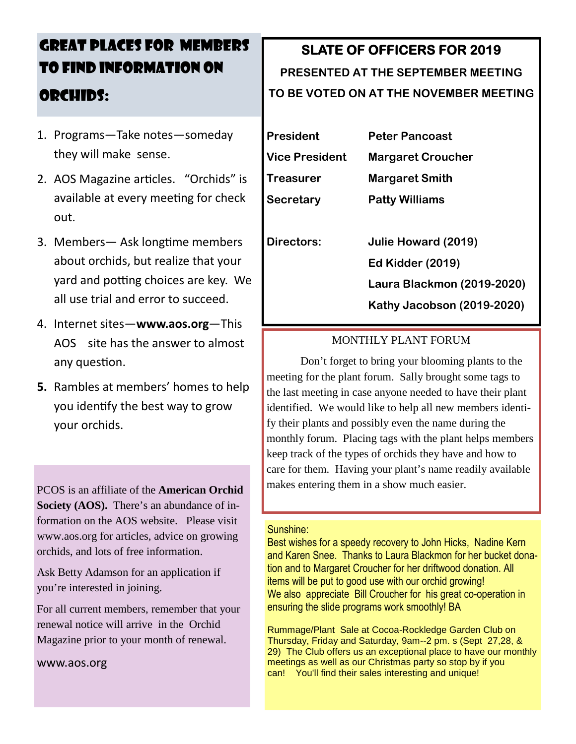## Great Places for Members to Find Information on Orchids:

1. Programs—Take notes—someday they will make sense.
2. AOS Magazine articles. "Orchids" is available at every meeting for check out.
3. Members— Ask longtime members about orchids, but realize that your yard and potting choices are key. We all use trial and error to succeed.
4. Internet sites—**www.aos.org**—This AOS site has the answer to almost any question.
5. Rambles at members' homes to help you identify the best way to grow your orchids.

PCOS is an affiliate of the **American Orchid Society (AOS).** There's an abundance of information on the AOS website. Please visit www.aos.org for articles, advice on growing orchids, and lots of free information.

Ask Betty Adamson for an application if you're interested in joining.

For all current members, remember that your renewal notice will arrive in the Orchid Magazine prior to your month of renewal.

www.aos.org

## SLATE OF OFFICERS FOR 2019

**PRESENTED AT THE SEPTEMBER MEETING**

**TO BE VOTED ON AT THE NOVEMBER MEETING**

| | |
|---|---|
| **President** | **Peter Pancoast** |
| **Vice President** | **Margaret Croucher** |
| **Treasurer** | **Margaret Smith** |
| **Secretary** | **Patty Williams** |
| **Directors:** | **Julie Howard (2019)** |
| | **Ed Kidder (2019)** |
| | **Laura Blackmon (2019-2020)** |
| | **Kathy Jacobson (2019-2020)** |

### MONTHLY PLANT FORUM

Don't forget to bring your blooming plants to the meeting for the plant forum. Sally brought some tags to the last meeting in case anyone needed to have their plant identified. We would like to help all new members identify their plants and possibly even the name during the monthly forum. Placing tags with the plant helps members keep track of the types of orchids they have and how to care for them. Having your plant's name readily available makes entering them in a show much easier.

Sunshine:

Best wishes for a speedy recovery to John Hicks, Nadine Kern and Karen Snee. Thanks to Laura Blackmon for her bucket donation and to Margaret Croucher for her driftwood donation. All items will be put to good use with our orchid growing!
We also appreciate Bill Croucher for his great co-operation in ensuring the slide programs work smoothly! BA

Rummage/Plant Sale at Cocoa-Rockledge Garden Club on Thursday, Friday and Saturday, 9am--2 pm. s (Sept 27,28, & 29) The Club offers us an exceptional place to have our monthly meetings as well as our Christmas party so stop by if you can! You'll find their sales interesting and unique!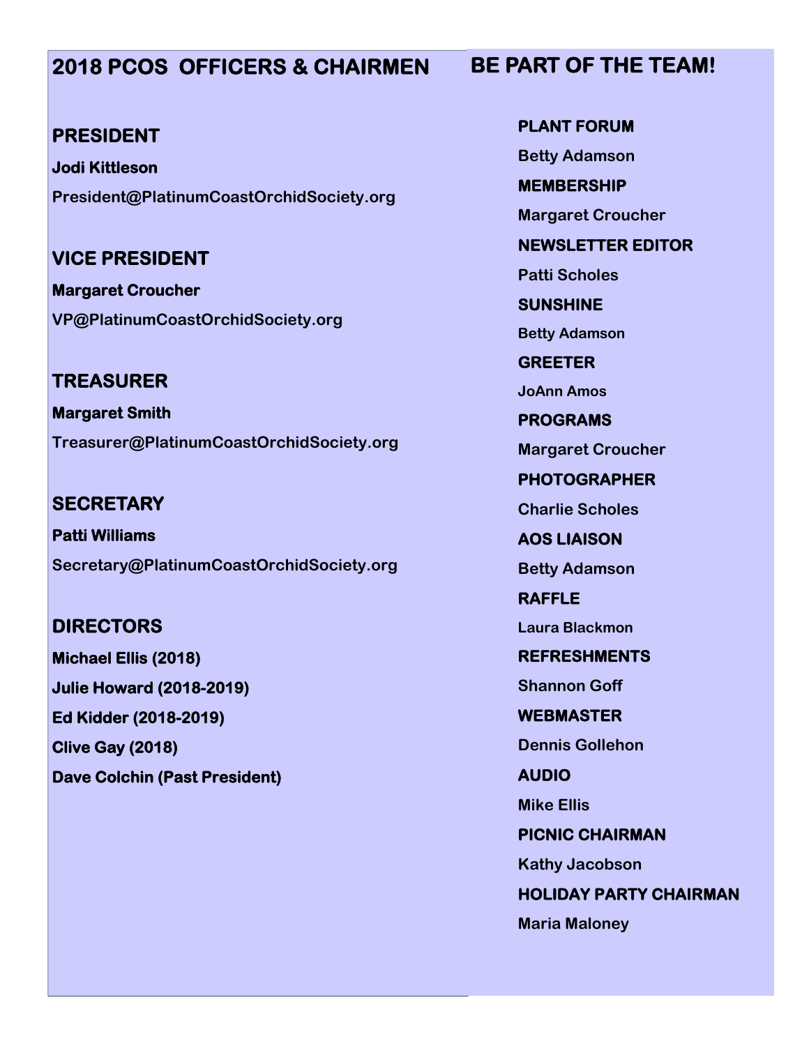## 2018 PCOS OFFICERS & CHAIRMEN

### PRESIDENT

**Jodi Kittleson**

President@PlatinumCoastOrchidSociety.org

### VICE PRESIDENT

**Margaret Croucher**

VP@PlatinumCoastOrchidSociety.org

### TREASURER

**Margaret Smith**

Treasurer@PlatinumCoastOrchidSociety.org

### SECRETARY

**Patti Williams**

Secretary@PlatinumCoastOrchidSociety.org

### DIRECTORS

**Michael Ellis (2018)**

**Julie Howard (2018-2019)**

**Ed Kidder (2018-2019)**

**Clive Gay (2018)**

**Dave Colchin (Past President)**

## BE PART OF THE TEAM!

**PLANT FORUM**

Betty Adamson

**MEMBERSHIP**

Margaret Croucher

**NEWSLETTER EDITOR**

Patti Scholes

**SUNSHINE**

Betty Adamson

**GREETER**

JoAnn Amos

**PROGRAMS**

Margaret Croucher

**PHOTOGRAPHER**

Charlie Scholes

**AOS LIAISON**

Betty Adamson

**RAFFLE**

Laura Blackmon

**REFRESHMENTS**

Shannon Goff

**WEBMASTER**

Dennis Gollehon

**AUDIO**

Mike Ellis

**PICNIC CHAIRMAN**

Kathy Jacobson

**HOLIDAY PARTY CHAIRMAN**

Maria Maloney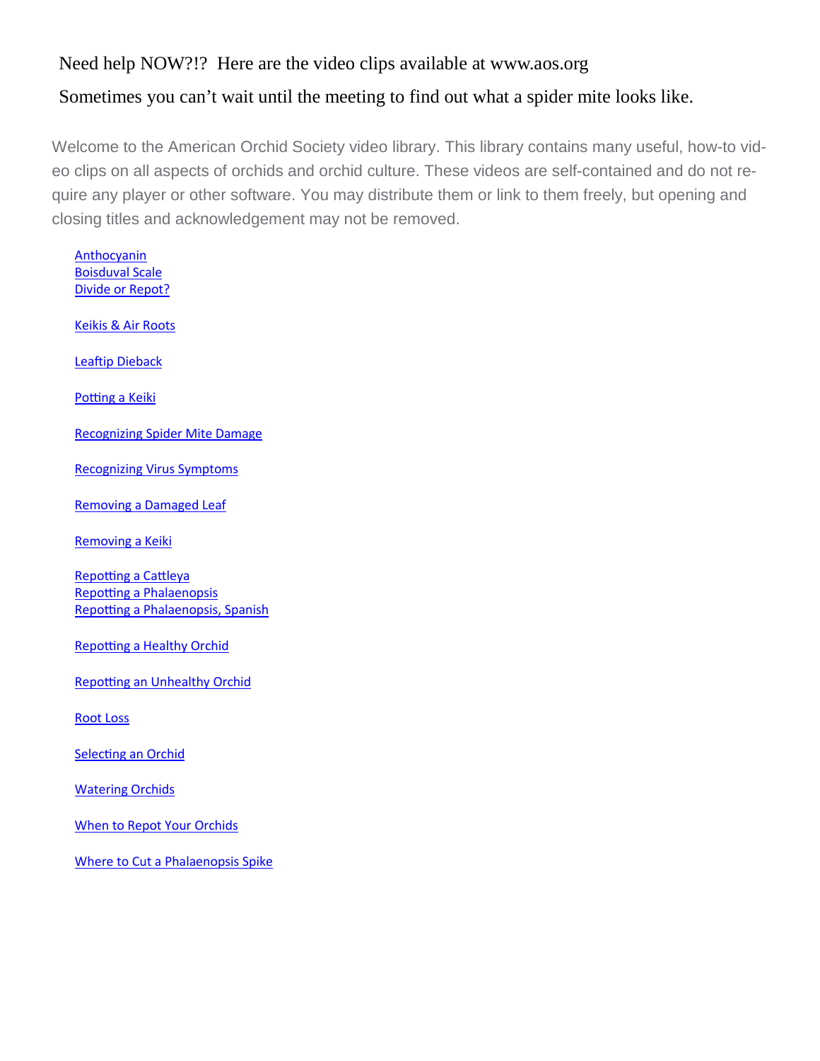Need help NOW?!? Here are the video clips available at www.aos.org

Sometimes you can't wait until the meeting to find out what a spider mite looks like.

Welcome to the American Orchid Society video library. This library contains many useful, how-to video clips on all aspects of orchids and orchid culture. These videos are self-contained and do not require any player or other software. You may distribute them or link to them freely, but opening and closing titles and acknowledgement may not be removed.

- Anthocyanin
- Boisduval Scale
- Divide or Repot?
- Keikis & Air Roots
- Leaftip Dieback
- Potting a Keiki
- Recognizing Spider Mite Damage
- Recognizing Virus Symptoms
- Removing a Damaged Leaf
- Removing a Keiki
- Repotting a Cattleya
- Repotting a Phalaenopsis
- Repotting a Phalaenopsis, Spanish
- Repotting a Healthy Orchid
- Repotting an Unhealthy Orchid
- Root Loss
- Selecting an Orchid
- Watering Orchids
- When to Repot Your Orchids
- Where to Cut a Phalaenopsis Spike